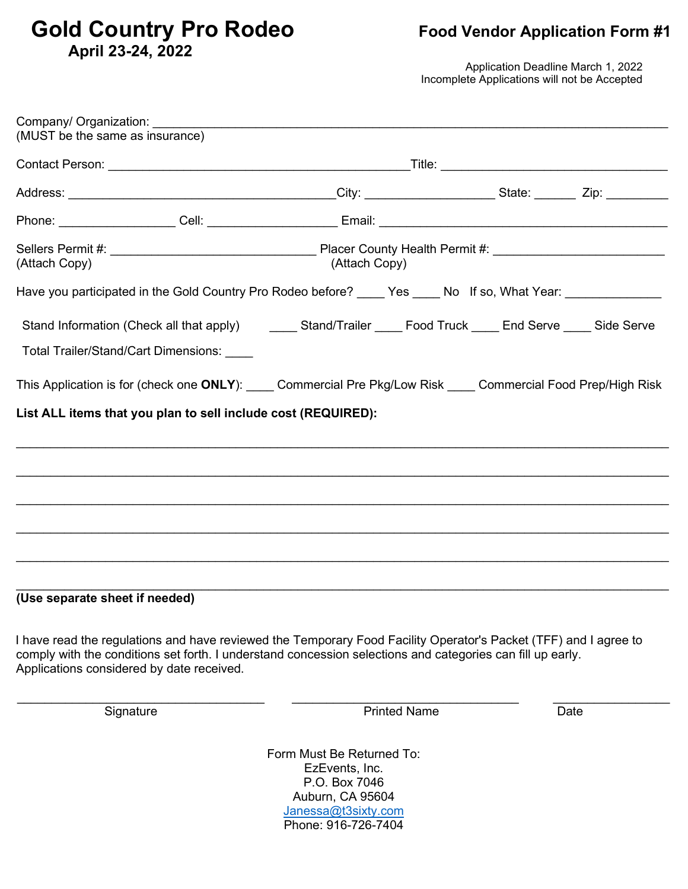# Gold Country Pro Rodeo

**April 23-24, 2022**

## Food Vendor Application Form #1

Application Deadline March 1, 2022
Incomplete Applications will not be Accepted

Company/ Organization: ______________________________________________________________
(MUST be the same as insurance)

Contact Person: ____________________________________Title: ___________________________

Address: _________________________________City: _______________ State: _____ Zip: ________

Phone: ______________ Cell: _______________ Email: ___________________________________

Sellers Permit #: ___________________________ Placer County Health Permit #: ____________________
(Attach Copy) (Attach Copy)

Have you participated in the Gold Country Pro Rodeo before? ____ Yes ____ No If so, What Year: ____________

Stand Information (Check all that apply) ____ Stand/Trailer ____ Food Truck ____ End Serve ____ Side Serve

Total Trailer/Stand/Cart Dimensions: ____

This Application is for (check one **ONLY**): ____ Commercial Pre Pkg/Low Risk ____ Commercial Food Prep/High Risk

**List ALL items that you plan to sell include cost (REQUIRED):**

______________________________________________________________________________

______________________________________________________________________________

______________________________________________________________________________

______________________________________________________________________________

______________________________________________________________________________

______________________________________________________________________________

**(Use separate sheet if needed)**

I have read the regulations and have reviewed the Temporary Food Facility Operator's Packet (TFF) and I agree to comply with the conditions set forth. I understand concession selections and categories can fill up early. Applications considered by date received.

______________________________ ______________________________ ______________
Signature Printed Name Date

Form Must Be Returned To:
EzEvents, Inc.
P.O. Box 7046
Auburn, CA 95604
Janessa@t3sixty.com
Phone: 916-726-7404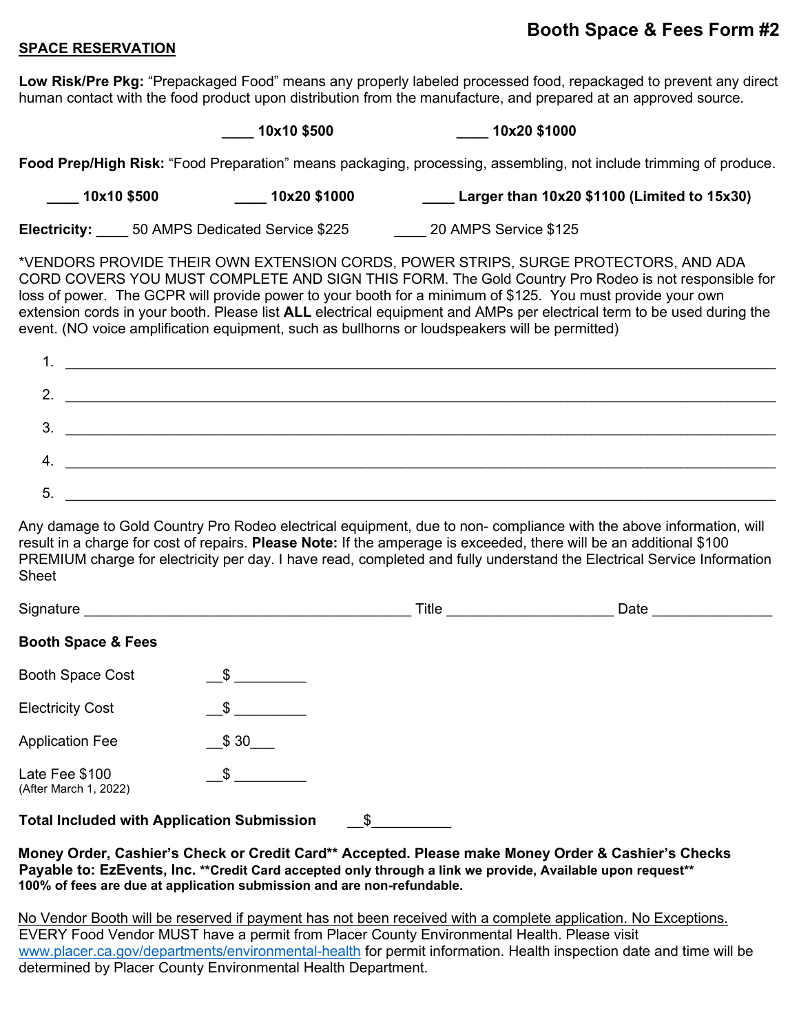# Booth Space & Fees Form #2

**SPACE RESERVATION**

**Low Risk/Pre Pkg:** "Prepackaged Food" means any properly labeled processed food, repackaged to prevent any direct human contact with the food product upon distribution from the manufacture, and prepared at an approved source.

**____ 10x10 $500** **____ 10x20 $1000**

**Food Prep/High Risk:** "Food Preparation" means packaging, processing, assembling, not include trimming of produce.

**____ 10x10 $500** **____ 10x20 $1000** **____ Larger than 10x20 $1100 (Limited to 15x30)**

**Electricity:** ____ 50 AMPS Dedicated Service $225 ____ 20 AMPS Service $125

*VENDORS PROVIDE THEIR OWN EXTENSION CORDS, POWER STRIPS, SURGE PROTECTORS, AND ADA CORD COVERS YOU MUST COMPLETE AND SIGN THIS FORM. The Gold Country Pro Rodeo is not responsible for loss of power. The GCPR will provide power to your booth for a minimum of $125. You must provide your own extension cords in your booth. Please list **ALL** electrical equipment and **AMPs** per electrical term to be used during the event. (NO voice amplification equipment, such as bullhorns or loudspeakers will be permitted)

1. ______________________________________________
2. ______________________________________________
3. ______________________________________________
4. ______________________________________________
5. ______________________________________________

Any damage to Gold Country Pro Rodeo electrical equipment, due to non- compliance with the above information, will result in a charge for cost of repairs. **Please Note:** If the amperage is exceeded, there will be an additional $100 PREMIUM charge for electricity per day. I have read, completed and fully understand the Electrical Service Information Sheet

Signature ______________________ Title ______________ Date ____________

**Booth Space & Fees**

Booth Space Cost __$ _________

Electricity Cost __$ _________

Application Fee __$ 30___

Late Fee $100 __$ _________
(After March 1, 2022)

**Total Included with Application Submission** __$__________

**Money Order, Cashier's Check or Credit Card** Accepted. Please make Money Order & Cashier's Checks Payable to: EzEvents, Inc. **Credit Card accepted only through a link we provide, Available upon request**
100% of fees are due at application submission and are non-refundable.**

No Vendor Booth will be reserved if payment has not been received with a complete application. No Exceptions.
EVERY Food Vendor MUST have a permit from Placer County Environmental Health. Please visit www.placer.ca.gov/departments/environmental-health for permit information. Health inspection date and time will be determined by Placer County Environmental Health Department.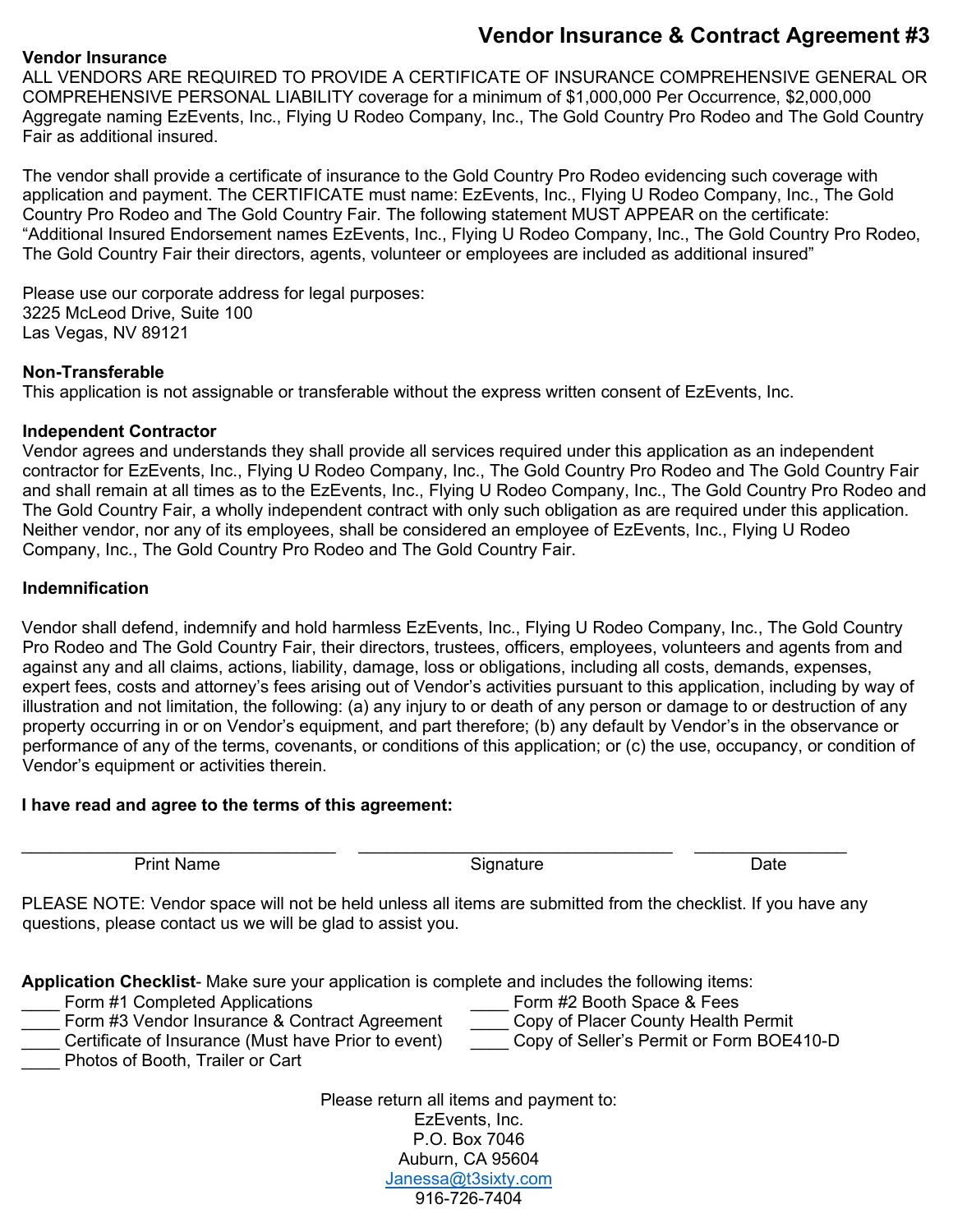# Vendor Insurance & Contract Agreement #3

**Vendor Insurance**

ALL VENDORS ARE REQUIRED TO PROVIDE A CERTIFICATE OF INSURANCE COMPREHENSIVE GENERAL OR COMPREHENSIVE PERSONAL LIABILITY coverage for a minimum of $1,000,000 Per Occurrence, $2,000,000 Aggregate naming EzEvents, Inc., Flying U Rodeo Company, Inc., The Gold Country Pro Rodeo and The Gold Country Fair as additional insured.

The vendor shall provide a certificate of insurance to the Gold Country Pro Rodeo evidencing such coverage with application and payment. The CERTIFICATE must name: EzEvents, Inc., Flying U Rodeo Company, Inc., The Gold Country Pro Rodeo and The Gold Country Fair. The following statement MUST APPEAR on the certificate: "Additional Insured Endorsement names EzEvents, Inc., Flying U Rodeo Company, Inc., The Gold Country Pro Rodeo, The Gold Country Fair their directors, agents, volunteer or employees are included as additional insured"

Please use our corporate address for legal purposes:
3225 McLeod Drive, Suite 100
Las Vegas, NV 89121

**Non-Transferable**

This application is not assignable or transferable without the express written consent of EzEvents, Inc.

**Independent Contractor**

Vendor agrees and understands they shall provide all services required under this application as an independent contractor for EzEvents, Inc., Flying U Rodeo Company, Inc., The Gold Country Pro Rodeo and The Gold Country Fair and shall remain at all times as to the EzEvents, Inc., Flying U Rodeo Company, Inc., The Gold Country Pro Rodeo and The Gold Country Fair, a wholly independent contract with only such obligation as are required under this application. Neither vendor, nor any of its employees, shall be considered an employee of EzEvents, Inc., Flying U Rodeo Company, Inc., The Gold Country Pro Rodeo and The Gold Country Fair.

**Indemnification**

Vendor shall defend, indemnify and hold harmless EzEvents, Inc., Flying U Rodeo Company, Inc., The Gold Country Pro Rodeo and The Gold Country Fair, their directors, trustees, officers, employees, volunteers and agents from and against any and all claims, actions, liability, damage, loss or obligations, including all costs, demands, expenses, expert fees, costs and attorney's fees arising out of Vendor's activities pursuant to this application, including by way of illustration and not limitation, the following: (a) any injury to or death of any person or damage to or destruction of any property occurring in or on Vendor's equipment, and part therefore; (b) any default by Vendor's in the observance or performance of any of the terms, covenants, or conditions of this application; or (c) the use, occupancy, or condition of Vendor's equipment or activities therein.

**I have read and agree to the terms of this agreement:**

_________________________________ _________________________________ ________________
Print Name Signature Date

PLEASE NOTE: Vendor space will not be held unless all items are submitted from the checklist. If you have any questions, please contact us we will be glad to assist you.

**Application Checklist**- Make sure your application is complete and includes the following items:

____ Form #1 Completed Applications
____ Form #2 Booth Space & Fees
____ Form #3 Vendor Insurance & Contract Agreement
____ Copy of Placer County Health Permit
____ Certificate of Insurance (Must have Prior to event)
____ Copy of Seller's Permit or Form BOE410-D
____ Photos of Booth, Trailer or Cart

Please return all items and payment to:
EzEvents, Inc.
P.O. Box 7046
Auburn, CA 95604
Janessa@t3sixty.com
916-726-7404